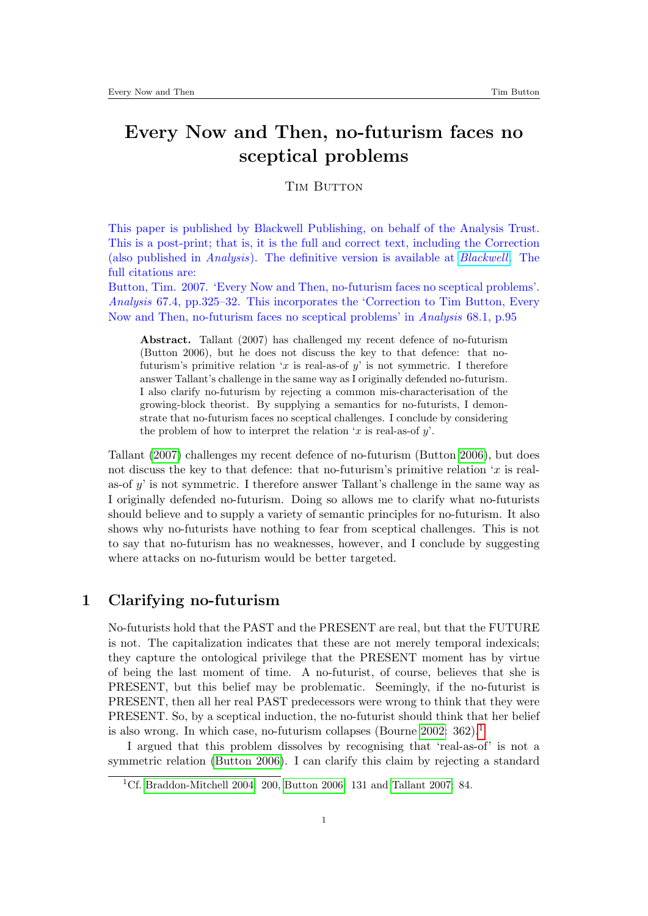# Every Now and Then, no-futurism faces no sceptical problems

Tim Button

This paper is published by Blackwell Publishing, on behalf of the Analysis Trust. This is a post-print; that is, it is the full and correct text, including the Correction (also published in *Analysis*). The definitive version is available at *Blackwell*. The full citations are:
Button, Tim. 2007. 'Every Now and Then, no-futurism faces no sceptical problems'. *Analysis* 67.4, pp.325–32. This incorporates the 'Correction to Tim Button, Every Now and Then, no-futurism faces no sceptical problems' in *Analysis* 68.1, p.95

> **Abstract.** Tallant (2007) has challenged my recent defence of no-futurism (Button 2006), but he does not discuss the key to that defence: that no-futurism's primitive relation '$x$ is real-as-of $y$' is not symmetric. I therefore answer Tallant's challenge in the same way as I originally defended no-futurism. I also clarify no-futurism by rejecting a common mis-characterisation of the growing-block theorist. By supplying a semantics for no-futurists, I demonstrate that no-futurism faces no sceptical challenges. I conclude by considering the problem of how to interpret the relation '$x$ is real-as-of $y$'.

Tallant (2007) challenges my recent defence of no-futurism (Button 2006), but does not discuss the key to that defence: that no-futurism's primitive relation '$x$ is real-as-of $y$' is not symmetric. I therefore answer Tallant's challenge in the same way as I originally defended no-futurism. Doing so allows me to clarify what no-futurists should believe and to supply a variety of semantic principles for no-futurism. It also shows why no-futurists have nothing to fear from sceptical challenges. This is not to say that no-futurism has no weaknesses, however, and I conclude by suggesting where attacks on no-futurism would be better targeted.

## 1 Clarifying no-futurism

No-futurists hold that the PAST and the PRESENT are real, but that the FUTURE is not. The capitalization indicates that these are not merely temporal indexicals; they capture the ontological privilege that the PRESENT moment has by virtue of being the last moment of time. A no-futurist, of course, believes that she is PRESENT, but this belief may be problematic. Seemingly, if the no-futurist is PRESENT, then all her real PAST predecessors were wrong to think that they were PRESENT. So, by a sceptical induction, the no-futurist should think that her belief is also wrong. In which case, no-futurism collapses (Bourne 2002: 362).[1]

I argued that this problem dissolves by recognising that 'real-as-of' is not a symmetric relation (Button 2006). I can clarify this claim by rejecting a standard

[1] Cf. Braddon-Mitchell 2004: 200, Button 2006: 131 and Tallant 2007: 84.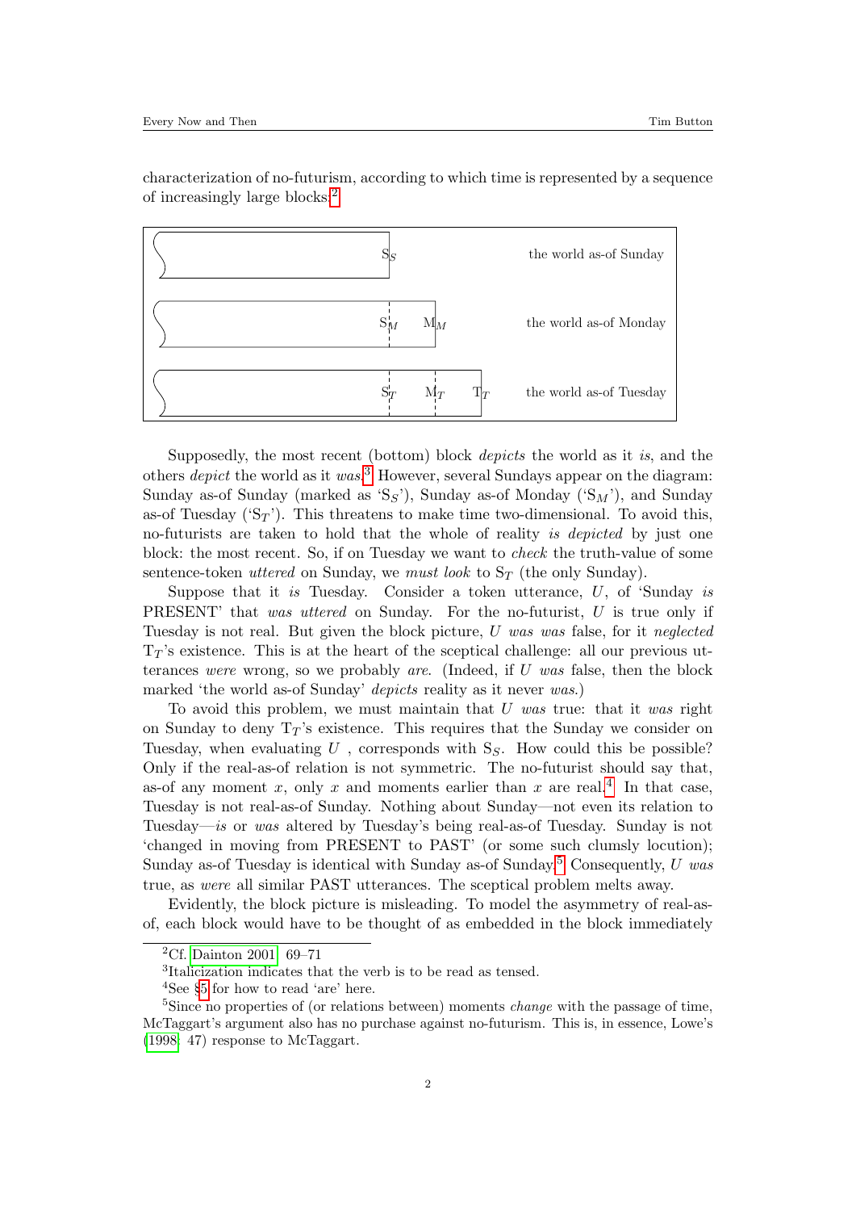characterization of no-futurism, according to which time is represented by a sequence of increasingly large blocks:[2]

| | |
|---|---|
| $S_S$ | the world as-of Sunday |
| $S_M$ $M_M$ | the world as-of Monday |
| $S_T$ $M_T$ $T_T$ | the world as-of Tuesday |

Supposedly, the most recent (bottom) block *depicts* the world as it *is*, and the others *depict* the world as it *was*.[3] However, several Sundays appear on the diagram: Sunday as-of Sunday (marked as '$S_S$'), Sunday as-of Monday ('$S_M$'), and Sunday as-of Tuesday ('$S_T$'). This threatens to make time two-dimensional. To avoid this, no-futurists are taken to hold that the whole of reality *is depicted* by just one block: the most recent. So, if on Tuesday we want to *check* the truth-value of some sentence-token *uttered* on Sunday, we *must look* to $S_T$ (the only Sunday).

Suppose that it *is* Tuesday. Consider a token utterance, $U$, of 'Sunday *is* PRESENT' that *was uttered* on Sunday. For the no-futurist, $U$ is true only if Tuesday is not real. But given the block picture, $U$ *was* was false, for it *neglected* $T_T$'s existence. This is at the heart of the sceptical challenge: all our previous utterances *were* wrong, so we probably *are*. (Indeed, if $U$ *was* false, then the block marked 'the world as-of Sunday' *depicts* reality as it never *was*.)

To avoid this problem, we must maintain that $U$ *was* true: that it *was* right on Sunday to deny $T_T$'s existence. This requires that the Sunday we consider on Tuesday, when evaluating $U$ , corresponds with $S_S$. How could this be possible? Only if the real-as-of relation is not symmetric. The no-futurist should say that, as-of any moment $x$, only $x$ and moments earlier than $x$ are real.[4] In that case, Tuesday is not real-as-of Sunday. Nothing about Sunday—not even its relation to Tuesday—*is* or *was* altered by Tuesday's being real-as-of Tuesday. Sunday is not 'changed in moving from PRESENT to PAST' (or some such clumsly locution); Sunday as-of Tuesday is identical with Sunday as-of Sunday.[5] Consequently, $U$ *was* true, as *were* all similar PAST utterances. The sceptical problem melts away.

Evidently, the block picture is misleading. To model the asymmetry of real-as-of, each block would have to be thought of as embedded in the block immediately

[2] Cf. Dainton 2001: 69–71

[3] Italicization indicates that the verb is to be read as tensed.

[4] See §5 for how to read 'are' here.

[5] Since no properties of (or relations between) moments *change* with the passage of time, McTaggart's argument also has no purchase against no-futurism. This is, in essence, Lowe's (1998: 47) response to McTaggart.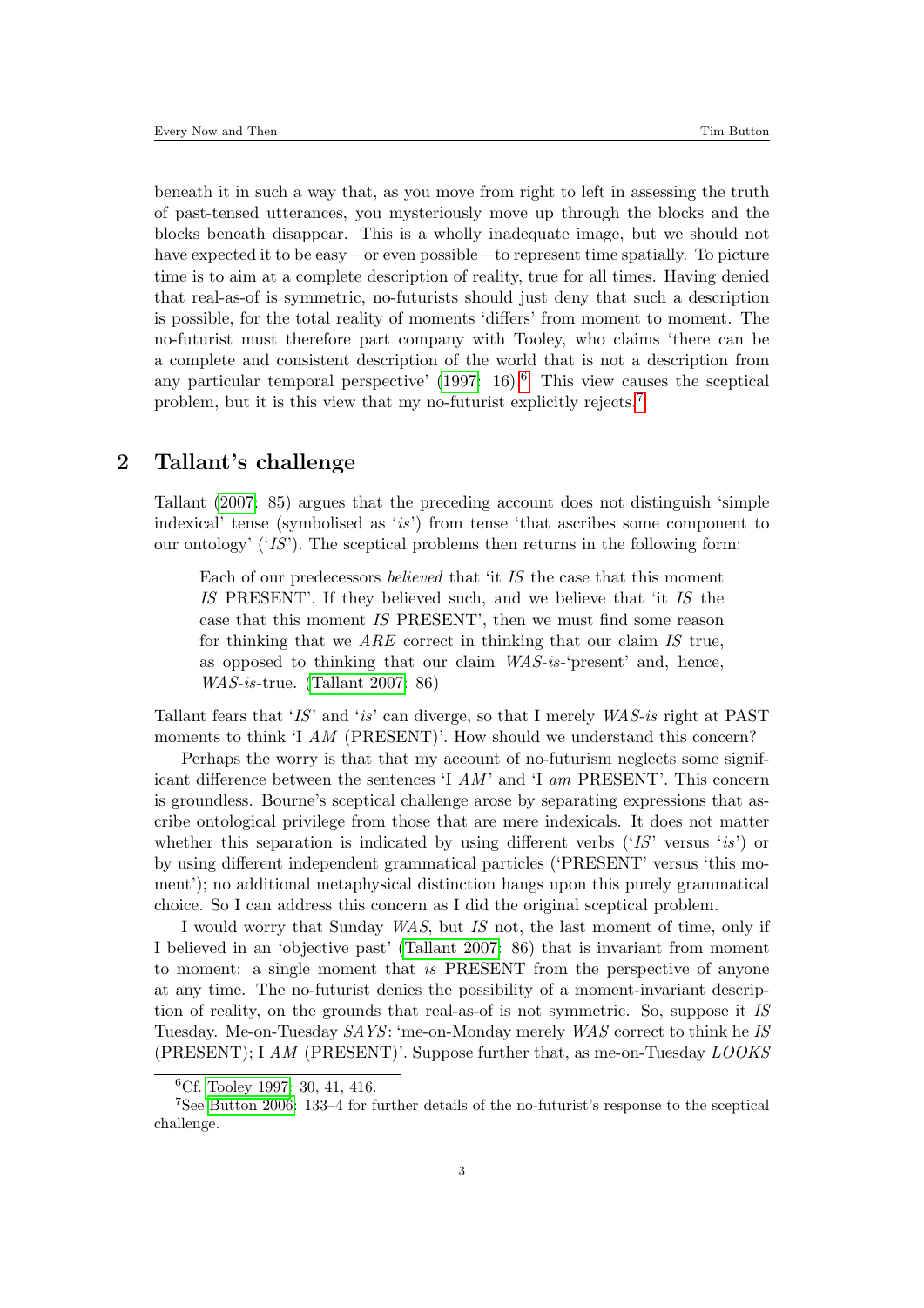beneath it in such a way that, as you move from right to left in assessing the truth of past-tensed utterances, you mysteriously move up through the blocks and the blocks beneath disappear. This is a wholly inadequate image, but we should not have expected it to be easy—or even possible—to represent time spatially. To picture time is to aim at a complete description of reality, true for all times. Having denied that real-as-of is symmetric, no-futurists should just deny that such a description is possible, for the total reality of moments 'differs' from moment to moment. The no-futurist must therefore part company with Tooley, who claims 'there can be a complete and consistent description of the world that is not a description from any particular temporal perspective' (1997: 16).[6] This view causes the sceptical problem, but it is this view that my no-futurist explicitly rejects.[7]

## 2 Tallant's challenge

Tallant (2007: 85) argues that the preceding account does not distinguish 'simple indexical' tense (symbolised as '*is*') from tense 'that ascribes some component to our ontology' ('*IS*'). The sceptical problems then returns in the following form:

> Each of our predecessors *believed* that 'it *IS* the case that this moment *IS* PRESENT'. If they believed such, and we believe that 'it *IS* the case that this moment *IS* PRESENT', then we must find some reason for thinking that we *ARE* correct in thinking that our claim *IS* true, as opposed to thinking that our claim *WAS-is*-'present' and, hence, *WAS-is*-true. (Tallant 2007: 86)

Tallant fears that '*IS*' and '*is*' can diverge, so that I merely *WAS-is* right at PAST moments to think 'I *AM* (PRESENT)'. How should we understand this concern?

Perhaps the worry is that that my account of no-futurism neglects some significant difference between the sentences 'I *AM*' and 'I *am* PRESENT'. This concern is groundless. Bourne's sceptical challenge arose by separating expressions that ascribe ontological privilege from those that are mere indexicals. It does not matter whether this separation is indicated by using different verbs ('*IS*' versus '*is*') or by using different independent grammatical particles ('PRESENT' versus 'this moment'); no additional metaphysical distinction hangs upon this purely grammatical choice. So I can address this concern as I did the original sceptical problem.

I would worry that Sunday *WAS*, but *IS* not, the last moment of time, only if I believed in an 'objective past' (Tallant 2007: 86) that is invariant from moment to moment: a single moment that *is* PRESENT from the perspective of anyone at any time. The no-futurist denies the possibility of a moment-invariant description of reality, on the grounds that real-as-of is not symmetric. So, suppose it *IS* Tuesday. Me-on-Tuesday *SAYS*: 'me-on-Monday merely *WAS* correct to think he *IS* (PRESENT); I *AM* (PRESENT)'. Suppose further that, as me-on-Tuesday *LOOKS*

[6] Cf. Tooley 1997: 30, 41, 416.

[7] See Button 2006: 133–4 for further details of the no-futurist's response to the sceptical challenge.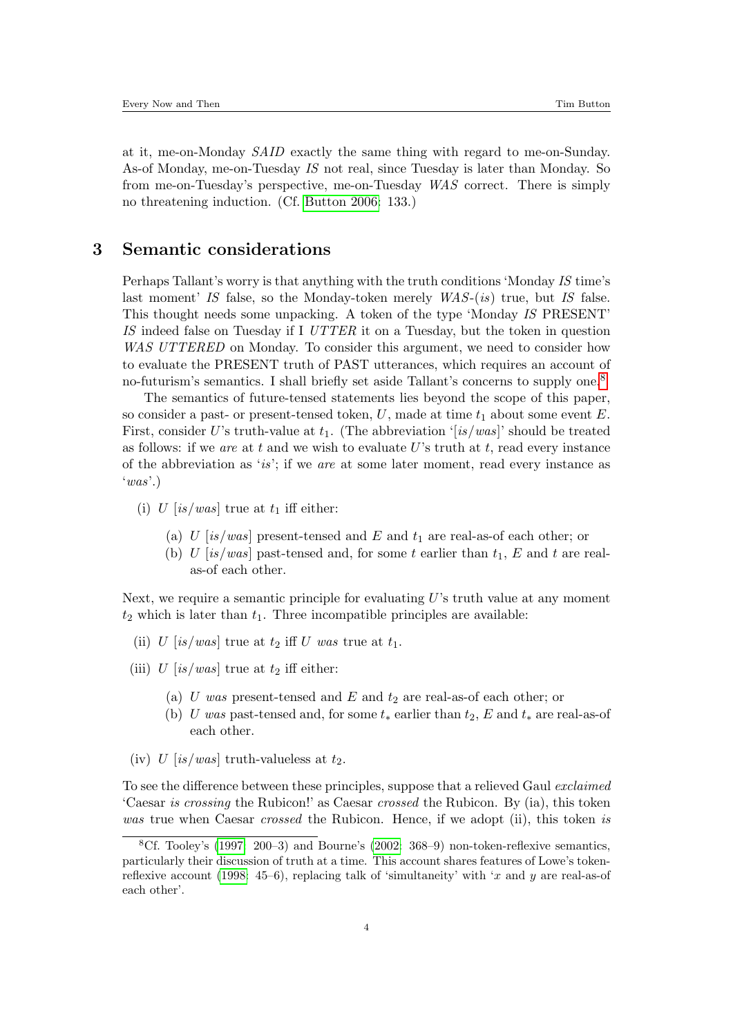at it, me-on-Monday *SAID* exactly the same thing with regard to me-on-Sunday. As-of Monday, me-on-Tuesday *IS* not real, since Tuesday is later than Monday. So from me-on-Tuesday's perspective, me-on-Tuesday *WAS* correct. There is simply no threatening induction. (Cf. Button 2006: 133.)

## 3 Semantic considerations

Perhaps Tallant's worry is that anything with the truth conditions 'Monday *IS* time's last moment' *IS* false, so the Monday-token merely *WAS*-(*is*) true, but *IS* false. This thought needs some unpacking. A token of the type 'Monday *IS* PRESENT' *IS* indeed false on Tuesday if I *UTTER* it on a Tuesday, but the token in question *WAS UTTERED* on Monday. To consider this argument, we need to consider how to evaluate the PRESENT truth of PAST utterances, which requires an account of no-futurism's semantics. I shall briefly set aside Tallant's concerns to supply one.[8]

The semantics of future-tensed statements lies beyond the scope of this paper, so consider a past- or present-tensed token, $U$, made at time $t_1$ about some event $E$. First, consider $U$'s truth-value at $t_1$. (The abbreviation '[*is*/*was*]' should be treated as follows: if we *are* at $t$ and we wish to evaluate $U$'s truth at $t$, read every instance of the abbreviation as '*is*'; if we *are* at some later moment, read every instance as '*was*'.)

(i) $U$ [*is*/*was*] true at $t_1$ iff either:

  (a) $U$ [*is*/*was*] present-tensed and $E$ and $t_1$ are real-as-of each other; or

  (b) $U$ [*is*/*was*] past-tensed and, for some $t$ earlier than $t_1$, $E$ and $t$ are real-as-of each other.

Next, we require a semantic principle for evaluating $U$'s truth value at any moment $t_2$ which is later than $t_1$. Three incompatible principles are available:

(ii) $U$ [*is*/*was*] true at $t_2$ iff $U$ *was* true at $t_1$.

(iii) $U$ [*is*/*was*] true at $t_2$ iff either:

  (a) $U$ *was* present-tensed and $E$ and $t_2$ are real-as-of each other; or

  (b) $U$ *was* past-tensed and, for some $t_*$ earlier than $t_2$, $E$ and $t_*$ are real-as-of each other.

(iv) $U$ [*is*/*was*] truth-valueless at $t_2$.

To see the difference between these principles, suppose that a relieved Gaul *exclaimed* 'Caesar *is crossing* the Rubicon!' as Caesar *crossed* the Rubicon. By (ia), this token *was* true when Caesar *crossed* the Rubicon. Hence, if we adopt (ii), this token *is*

[8] Cf. Tooley's (1997: 200–3) and Bourne's (2002: 368–9) non-token-reflexive semantics, particularly their discussion of truth at a time. This account shares features of Lowe's token-reflexive account (1998: 45–6), replacing talk of 'simultaneity' with '$x$ and $y$ are real-as-of each other'.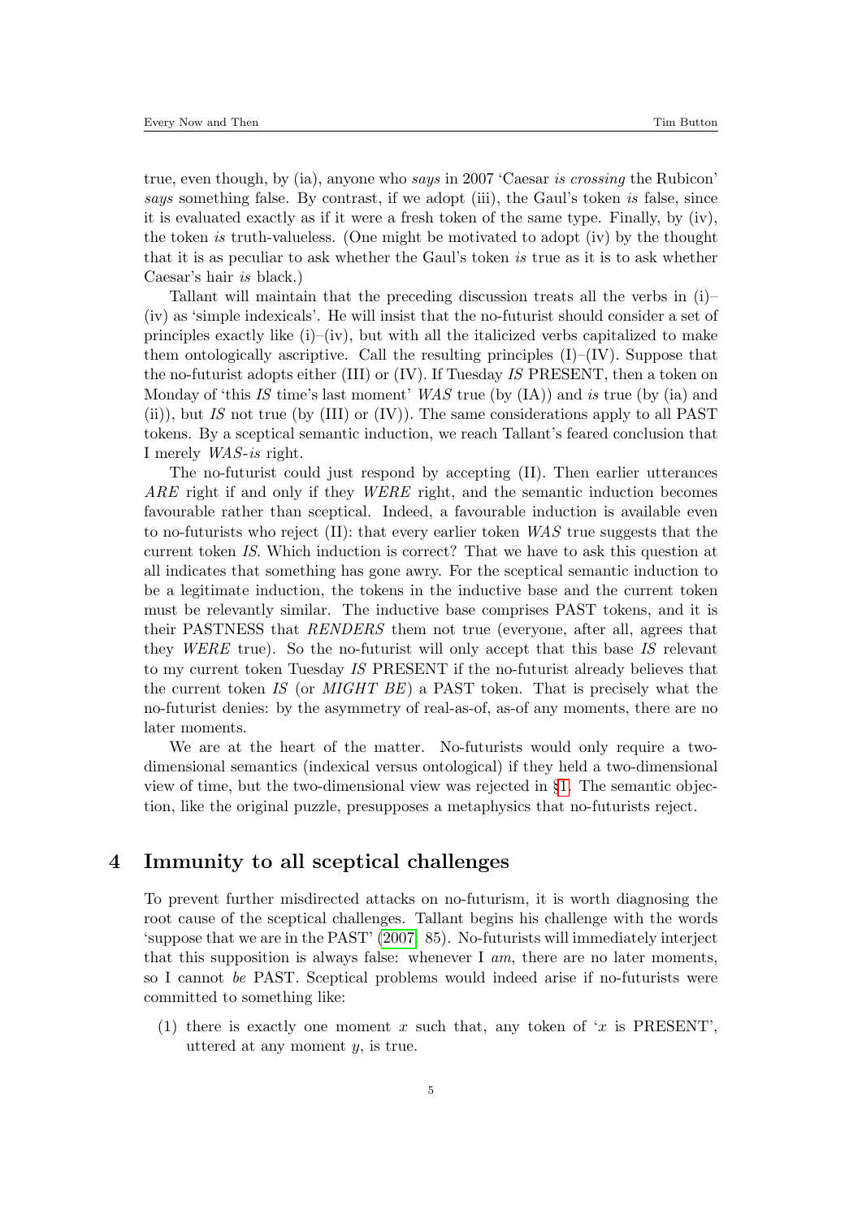true, even though, by (ia), anyone who *says* in 2007 'Caesar *is crossing* the Rubicon' *says* something false. By contrast, if we adopt (iii), the Gaul's token *is* false, since it is evaluated exactly as if it were a fresh token of the same type. Finally, by (iv), the token *is* truth-valueless. (One might be motivated to adopt (iv) by the thought that it is as peculiar to ask whether the Gaul's token *is* true as it is to ask whether Caesar's hair *is* black.)

Tallant will maintain that the preceding discussion treats all the verbs in (i)–(iv) as 'simple indexicals'. He will insist that the no-futurist should consider a set of principles exactly like (i)–(iv), but with all the italicized verbs capitalized to make them ontologically ascriptive. Call the resulting principles (I)–(IV). Suppose that the no-futurist adopts either (III) or (IV). If Tuesday *IS* PRESENT, then a token on Monday of 'this *IS* time's last moment' *WAS* true (by (IA)) and *is* true (by (ia) and (ii)), but *IS* not true (by (III) or (IV)). The same considerations apply to all PAST tokens. By a sceptical semantic induction, we reach Tallant's feared conclusion that I merely *WAS*-*is* right.

The no-futurist could just respond by accepting (II). Then earlier utterances *ARE* right if and only if they *WERE* right, and the semantic induction becomes favourable rather than sceptical. Indeed, a favourable induction is available even to no-futurists who reject (II): that every earlier token *WAS* true suggests that the current token *IS*. Which induction is correct? That we have to ask this question at all indicates that something has gone awry. For the sceptical semantic induction to be a legitimate induction, the tokens in the inductive base and the current token must be relevantly similar. The inductive base comprises PAST tokens, and it is their PASTNESS that *RENDERS* them not true (everyone, after all, agrees that they *WERE* true). So the no-futurist will only accept that this base *IS* relevant to my current token Tuesday *IS* PRESENT if the no-futurist already believes that the current token *IS* (or *MIGHT BE*) a PAST token. That is precisely what the no-futurist denies: by the asymmetry of real-as-of, as-of any moments, there are no later moments.

We are at the heart of the matter. No-futurists would only require a two-dimensional semantics (indexical versus ontological) if they held a two-dimensional view of time, but the two-dimensional view was rejected in §1. The semantic objection, like the original puzzle, presupposes a metaphysics that no-futurists reject.

## 4 Immunity to all sceptical challenges

To prevent further misdirected attacks on no-futurism, it is worth diagnosing the root cause of the sceptical challenges. Tallant begins his challenge with the words 'suppose that we are in the PAST' (2007: 85). No-futurists will immediately interject that this supposition is always false: whenever I *am*, there are no later moments, so I cannot *be* PAST. Sceptical problems would indeed arise if no-futurists were committed to something like:

(1) there is exactly one moment $x$ such that, any token of '$x$ is PRESENT', uttered at any moment $y$, is true.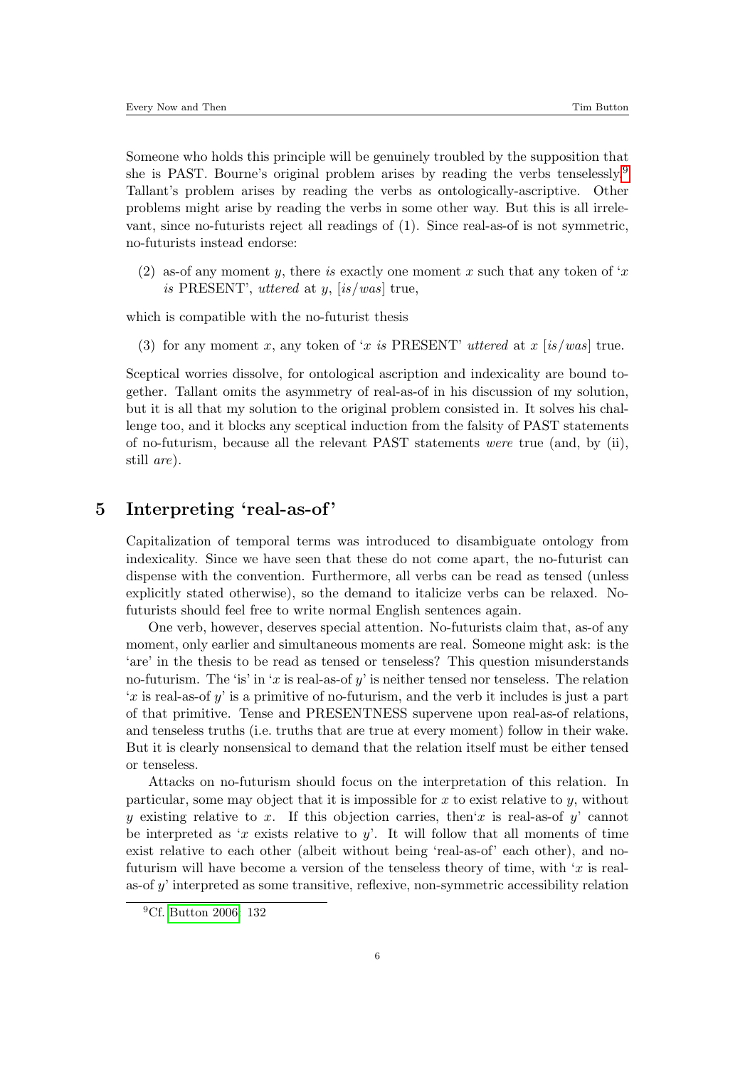Someone who holds this principle will be genuinely troubled by the supposition that she is PAST. Bourne's original problem arises by reading the verbs tenselessly.[9] Tallant's problem arises by reading the verbs as ontologically-ascriptive. Other problems might arise by reading the verbs in some other way. But this is all irrelevant, since no-futurists reject all readings of (1). Since real-as-of is not symmetric, no-futurists instead endorse:

(2) as-of any moment $y$, there *is* exactly one moment $x$ such that any token of '$x$ *is* PRESENT', *uttered* at $y$, [*is*/*was*] true,

which is compatible with the no-futurist thesis

(3) for any moment $x$, any token of '$x$ *is* PRESENT' *uttered* at $x$ [*is*/*was*] true.

Sceptical worries dissolve, for ontological ascription and indexicality are bound together. Tallant omits the asymmetry of real-as-of in his discussion of my solution, but it is all that my solution to the original problem consisted in. It solves his challenge too, and it blocks any sceptical induction from the falsity of PAST statements of no-futurism, because all the relevant PAST statements *were* true (and, by (ii), still *are*).

## 5 Interpreting 'real-as-of'

Capitalization of temporal terms was introduced to disambiguate ontology from indexicality. Since we have seen that these do not come apart, the no-futurist can dispense with the convention. Furthermore, all verbs can be read as tensed (unless explicitly stated otherwise), so the demand to italicize verbs can be relaxed. No-futurists should feel free to write normal English sentences again.

One verb, however, deserves special attention. No-futurists claim that, as-of any moment, only earlier and simultaneous moments are real. Someone might ask: is the 'are' in the thesis to be read as tensed or tenseless? This question misunderstands no-futurism. The 'is' in '$x$ is real-as-of $y$' is neither tensed nor tenseless. The relation '$x$ is real-as-of $y$' is a primitive of no-futurism, and the verb it includes is just a part of that primitive. Tense and PRESENTNESS supervene upon real-as-of relations, and tenseless truths (i.e. truths that are true at every moment) follow in their wake. But it is clearly nonsensical to demand that the relation itself must be either tensed or tenseless.

Attacks on no-futurism should focus on the interpretation of this relation. In particular, some may object that it is impossible for $x$ to exist relative to $y$, without $y$ existing relative to $x$. If this objection carries, then'$x$ is real-as-of $y$' cannot be interpreted as '$x$ exists relative to $y$'. It will follow that all moments of time exist relative to each other (albeit without being 'real-as-of' each other), and no-futurism will have become a version of the tenseless theory of time, with '$x$ is real-as-of $y$' interpreted as some transitive, reflexive, non-symmetric accessibility relation

[9] Cf. Button 2006: 132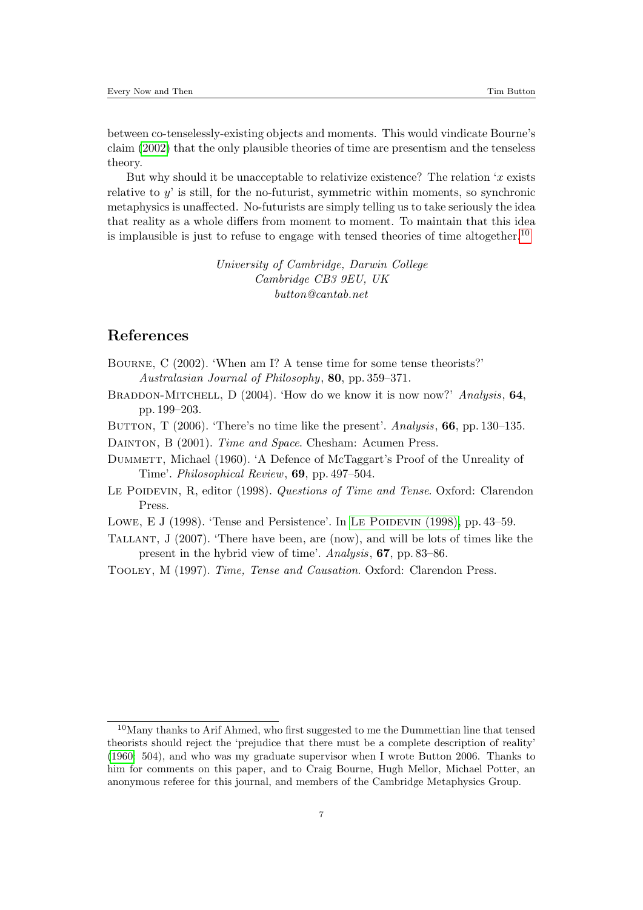between co-tenselessly-existing objects and moments. This would vindicate Bourne's claim (2002) that the only plausible theories of time are presentism and the tenseless theory.

But why should it be unacceptable to relativize existence? The relation '$x$ exists relative to $y$' is still, for the no-futurists, symmetric within moments, so synchronic metaphysics is unaffected. No-futurists are simply telling us to take seriously the idea that reality as a whole differs from moment to moment. To maintain that this idea is implausible is just to refuse to engage with tensed theories of time altogether.[10]

*University of Cambridge, Darwin College*
*Cambridge CB3 9EU, UK*
*button@cantab.net*

## References

Bourne, C (2002). 'When am I? A tense time for some tense theorists?' *Australasian Journal of Philosophy*, **80**, pp. 359–371.

Braddon-Mitchell, D (2004). 'How do we know it is now now?' *Analysis*, **64**, pp. 199–203.

Button, T (2006). 'There's no time like the present'. *Analysis*, **66**, pp. 130–135.

Dainton, B (2001). *Time and Space*. Chesham: Acumen Press.

Dummett, Michael (1960). 'A Defence of McTaggart's Proof of the Unreality of Time'. *Philosophical Review*, **69**, pp. 497–504.

Le Poidevin, R, editor (1998). *Questions of Time and Tense*. Oxford: Clarendon Press.

Lowe, E J (1998). 'Tense and Persistence'. In Le Poidevin (1998), pp. 43–59.

Tallant, J (2007). 'There have been, are (now), and will be lots of times like the present in the hybrid view of time'. *Analysis*, **67**, pp. 83–86.

Tooley, M (1997). *Time, Tense and Causation*. Oxford: Clarendon Press.

---

[10] Many thanks to Arif Ahmed, who first suggested to me the Dummettian line that tensed theorists should reject the 'prejudice that there must be a complete description of reality' (1960: 504), and who was my graduate supervisor when I wrote Button 2006. Thanks to him for comments on this paper, and to Craig Bourne, Hugh Mellor, Michael Potter, an anonymous referee for this journal, and members of the Cambridge Metaphysics Group.